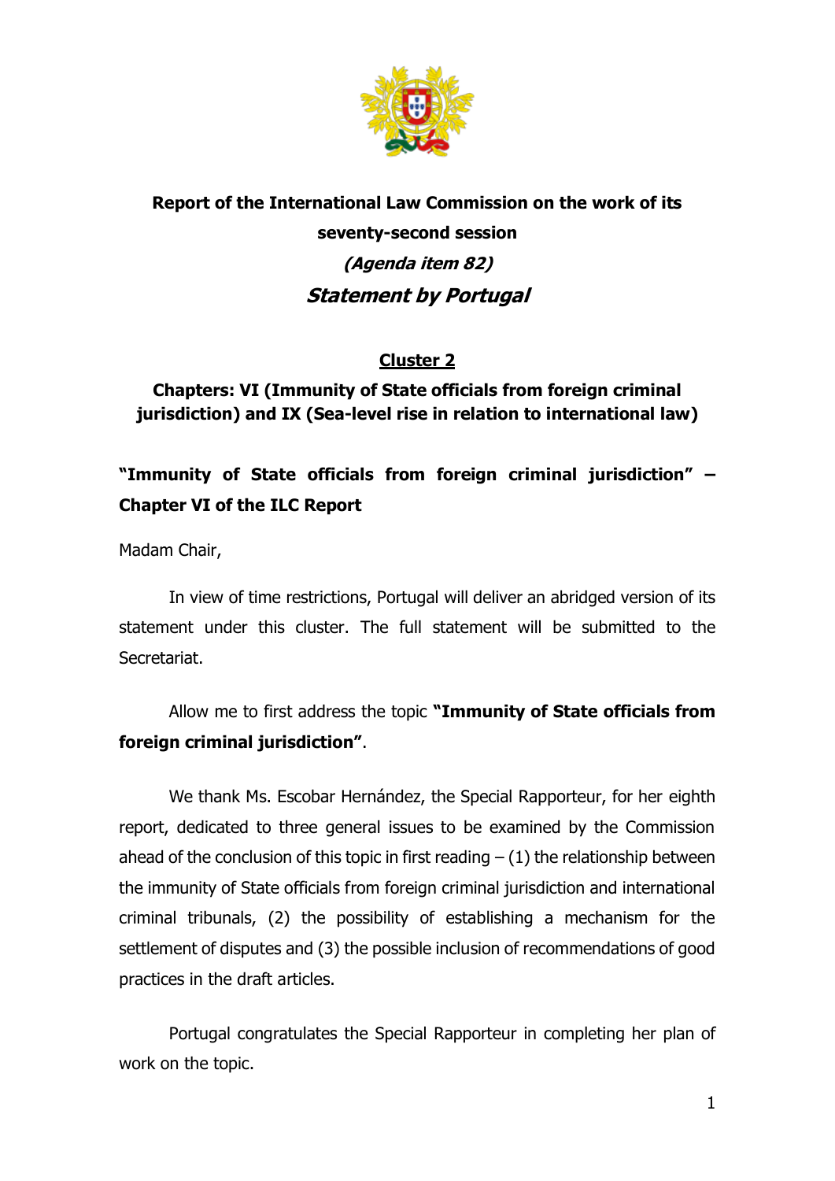**Report of the International Law Commission on the work of its seventy-second session**

***(Agenda item 82)***

***Statement by Portugal***

**Cluster 2**

**Chapters: VI (Immunity of State officials from foreign criminal jurisdiction) and IX (Sea-level rise in relation to international law)**

## "Immunity of State officials from foreign criminal jurisdiction" – Chapter VI of the ILC Report

Madam Chair,

In view of time restrictions, Portugal will deliver an abridged version of its statement under this cluster. The full statement will be submitted to the Secretariat.

Allow me to first address the topic **"Immunity of State officials from foreign criminal jurisdiction"**.

We thank Ms. Escobar Hernández, the Special Rapporteur, for her eighth report, dedicated to three general issues to be examined by the Commission ahead of the conclusion of this topic in first reading – (1) the relationship between the immunity of State officials from foreign criminal jurisdiction and international criminal tribunals, (2) the possibility of establishing a mechanism for the settlement of disputes and (3) the possible inclusion of recommendations of good practices in the draft articles.

Portugal congratulates the Special Rapporteur in completing her plan of work on the topic.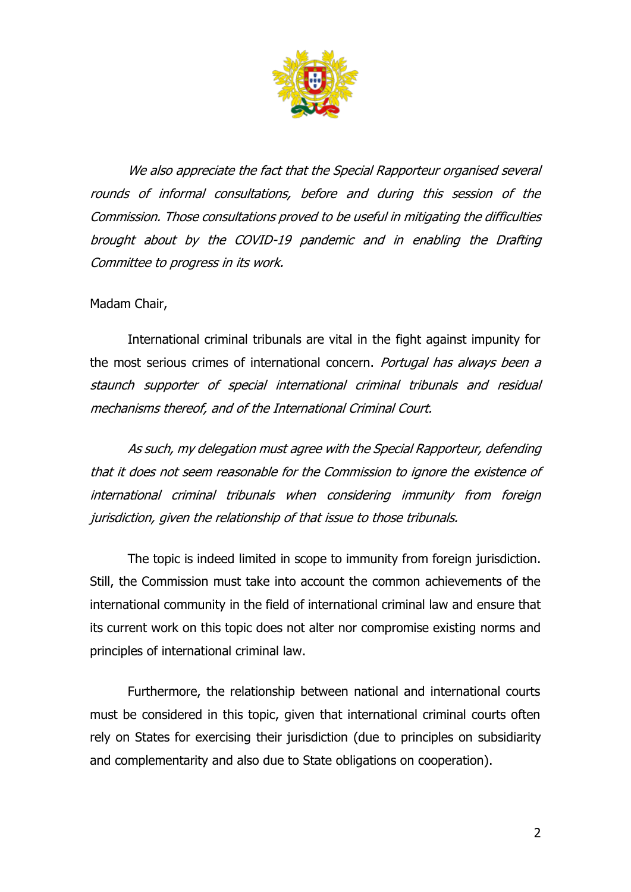*We also appreciate the fact that the Special Rapporteur organised several rounds of informal consultations, before and during this session of the Commission. Those consultations proved to be useful in mitigating the difficulties brought about by the COVID-19 pandemic and in enabling the Drafting Committee to progress in its work.*

Madam Chair,

International criminal tribunals are vital in the fight against impunity for the most serious crimes of international concern. *Portugal has always been a staunch supporter of special international criminal tribunals and residual mechanisms thereof, and of the International Criminal Court.*

*As such, my delegation must agree with the Special Rapporteur, defending that it does not seem reasonable for the Commission to ignore the existence of international criminal tribunals when considering immunity from foreign jurisdiction, given the relationship of that issue to those tribunals.*

The topic is indeed limited in scope to immunity from foreign jurisdiction. Still, the Commission must take into account the common achievements of the international community in the field of international criminal law and ensure that its current work on this topic does not alter nor compromise existing norms and principles of international criminal law.

Furthermore, the relationship between national and international courts must be considered in this topic, given that international criminal courts often rely on States for exercising their jurisdiction (due to principles on subsidiarity and complementarity and also due to State obligations on cooperation).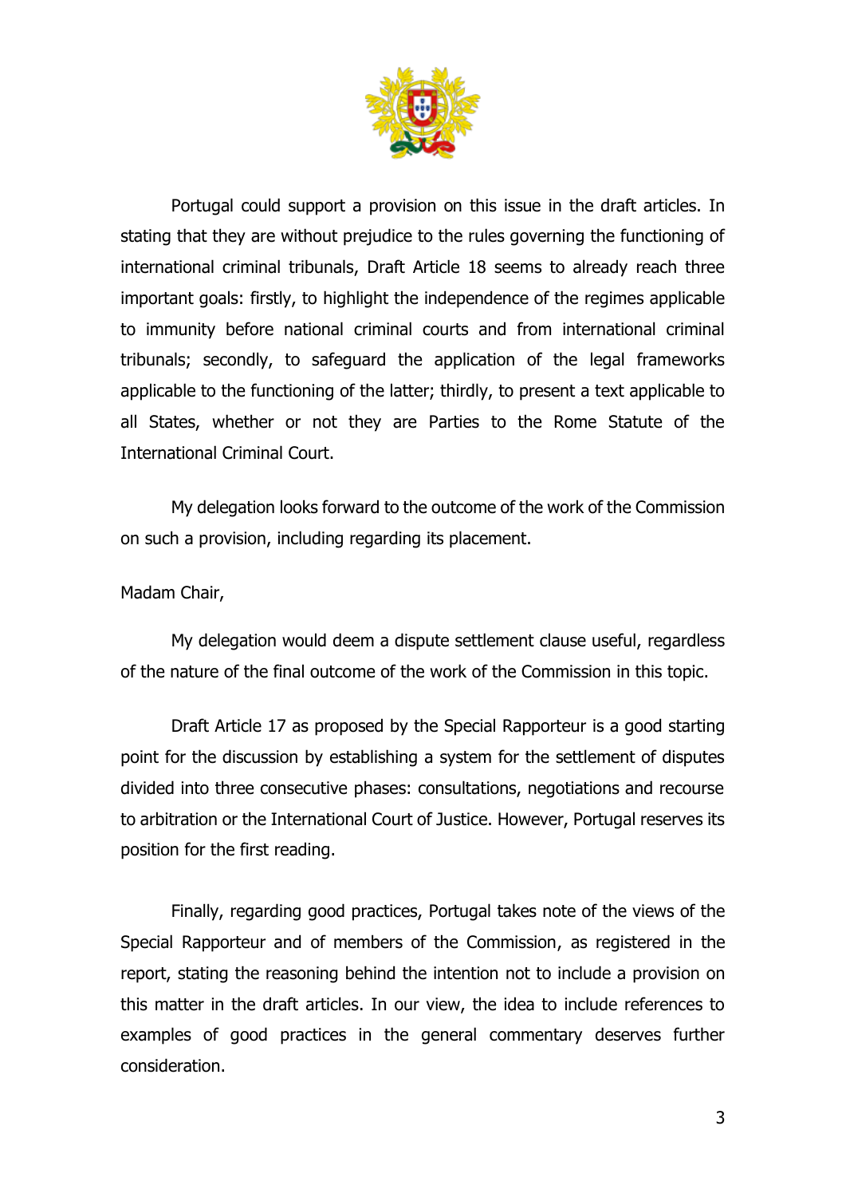Portugal could support a provision on this issue in the draft articles. In stating that they are without prejudice to the rules governing the functioning of international criminal tribunals, Draft Article 18 seems to already reach three important goals: firstly, to highlight the independence of the regimes applicable to immunity before national criminal courts and from international criminal tribunals; secondly, to safeguard the application of the legal frameworks applicable to the functioning of the latter; thirdly, to present a text applicable to all States, whether or not they are Parties to the Rome Statute of the International Criminal Court.

My delegation looks forward to the outcome of the work of the Commission on such a provision, including regarding its placement.

Madam Chair,

My delegation would deem a dispute settlement clause useful, regardless of the nature of the final outcome of the work of the Commission in this topic.

Draft Article 17 as proposed by the Special Rapporteur is a good starting point for the discussion by establishing a system for the settlement of disputes divided into three consecutive phases: consultations, negotiations and recourse to arbitration or the International Court of Justice. However, Portugal reserves its position for the first reading.

Finally, regarding good practices, Portugal takes note of the views of the Special Rapporteur and of members of the Commission, as registered in the report, stating the reasoning behind the intention not to include a provision on this matter in the draft articles. In our view, the idea to include references to examples of good practices in the general commentary deserves further consideration.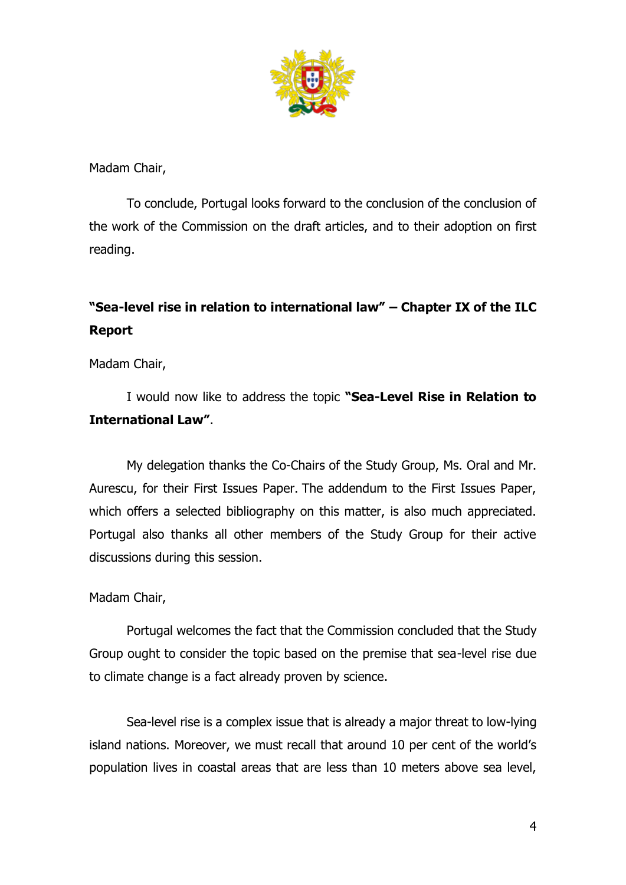Madam Chair,

To conclude, Portugal looks forward to the conclusion of the conclusion of the work of the Commission on the draft articles, and to their adoption on first reading.

**"Sea-level rise in relation to international law" – Chapter IX of the ILC Report**

Madam Chair,

I would now like to address the topic **"Sea-Level Rise in Relation to International Law"**.

My delegation thanks the Co-Chairs of the Study Group, Ms. Oral and Mr. Aurescu, for their First Issues Paper. The addendum to the First Issues Paper, which offers a selected bibliography on this matter, is also much appreciated. Portugal also thanks all other members of the Study Group for their active discussions during this session.

Madam Chair,

Portugal welcomes the fact that the Commission concluded that the Study Group ought to consider the topic based on the premise that sea-level rise due to climate change is a fact already proven by science.

Sea-level rise is a complex issue that is already a major threat to low-lying island nations. Moreover, we must recall that around 10 per cent of the world's population lives in coastal areas that are less than 10 meters above sea level,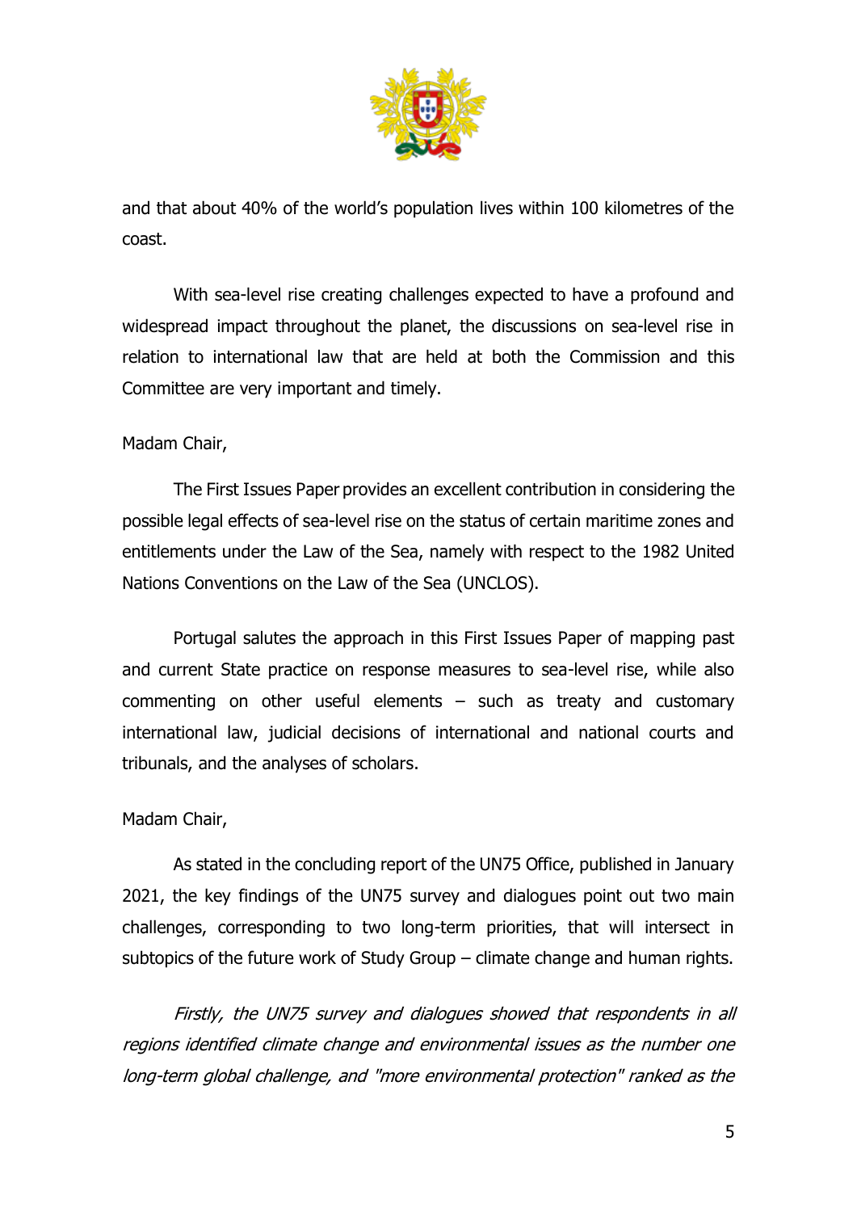and that about 40% of the world's population lives within 100 kilometres of the coast.

With sea-level rise creating challenges expected to have a profound and widespread impact throughout the planet, the discussions on sea-level rise in relation to international law that are held at both the Commission and this Committee are very important and timely.

Madam Chair,

The First Issues Paper provides an excellent contribution in considering the possible legal effects of sea-level rise on the status of certain maritime zones and entitlements under the Law of the Sea, namely with respect to the 1982 United Nations Conventions on the Law of the Sea (UNCLOS).

Portugal salutes the approach in this First Issues Paper of mapping past and current State practice on response measures to sea-level rise, while also commenting on other useful elements – such as treaty and customary international law, judicial decisions of international and national courts and tribunals, and the analyses of scholars.

Madam Chair,

As stated in the concluding report of the UN75 Office, published in January 2021, the key findings of the UN75 survey and dialogues point out two main challenges, corresponding to two long-term priorities, that will intersect in subtopics of the future work of Study Group – climate change and human rights.

*Firstly, the UN75 survey and dialogues showed that respondents in all regions identified climate change and environmental issues as the number one long-term global challenge, and "more environmental protection" ranked as the*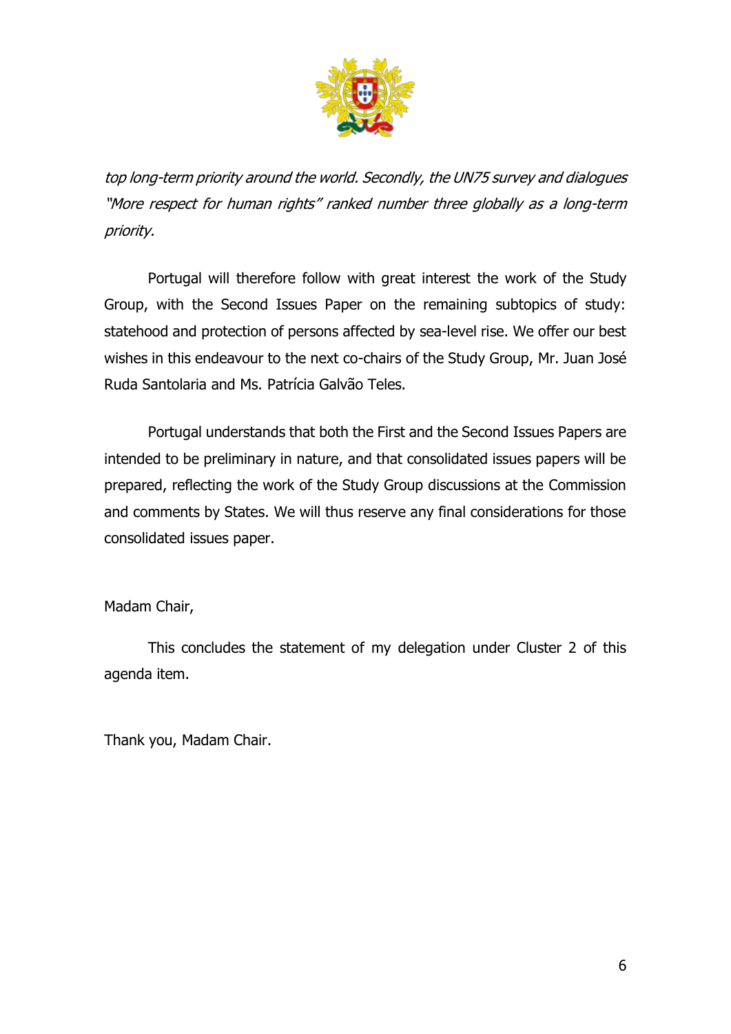*top long-term priority around the world. Secondly, the UN75 survey and dialogues "More respect for human rights" ranked number three globally as a long-term priority.*

Portugal will therefore follow with great interest the work of the Study Group, with the Second Issues Paper on the remaining subtopics of study: statehood and protection of persons affected by sea-level rise. We offer our best wishes in this endeavour to the next co-chairs of the Study Group, Mr. Juan José Ruda Santolaria and Ms. Patrícia Galvão Teles.

Portugal understands that both the First and the Second Issues Papers are intended to be preliminary in nature, and that consolidated issues papers will be prepared, reflecting the work of the Study Group discussions at the Commission and comments by States. We will thus reserve any final considerations for those consolidated issues paper.

Madam Chair,

This concludes the statement of my delegation under Cluster 2 of this agenda item.

Thank you, Madam Chair.